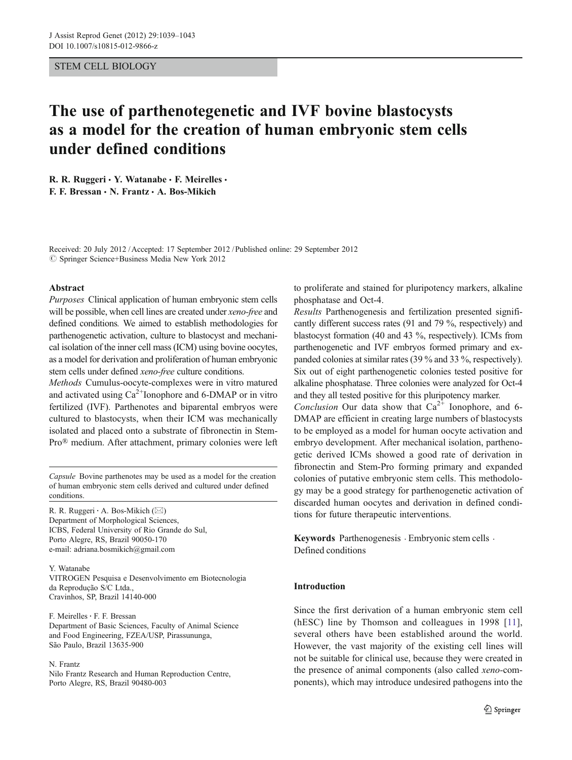STEM CELL BIOLOGY

# The use of parthenotegenetic and IVF bovine blastocysts as a model for the creation of human embryonic stem cells under defined conditions

**R. R. Ruggeri · Y. Watanabe · F. Meirelles · F. F. Bressan · N. Frantz · A. Bos-Mikich**

Received: 20 July 2012 / Accepted: 17 September 2012 / Published online: 29 September 2012
© Springer Science+Business Media New York 2012

## Abstract

*Purposes* Clinical application of human embryonic stem cells will be possible, when cell lines are created under *xeno-free* and defined conditions. We aimed to establish methodologies for parthenogenetic activation, culture to blastocyst and mechanical isolation of the inner cell mass (ICM) using bovine oocytes, as a model for derivation and proliferation of human embryonic stem cells under defined *xeno-free* culture conditions.

*Methods* Cumulus-oocyte-complexes were in vitro matured and activated using $Ca^{2+}$Ionophore and 6-DMAP or in vitro fertilized (IVF). Parthenotes and biparental embryos were cultured to blastocysts, when their ICM was mechanically isolated and placed onto a substrate of fibronectin in Stem-Pro® medium. After attachment, primary colonies were left to proliferate and stained for pluripotency markers, alkaline phosphatase and Oct-4.

*Results* Parthenogenesis and fertilization presented significantly different success rates (91 and 79 %, respectively) and blastocyst formation (40 and 43 %, respectively). ICMs from parthenogenetic and IVF embryos formed primary and expanded colonies at similar rates (39 % and 33 %, respectively). Six out of eight parthenogenetic colonies tested positive for alkaline phosphatase. Three colonies were analyzed for Oct-4 and they all tested positive for this pluripotency marker.

*Conclusion* Our data show that $Ca^{2+}$ Ionophore, and 6-DMAP are efficient in creating large numbers of blastocysts to be employed as a model for human oocyte activation and embryo development. After mechanical isolation, parthenogetic derived ICMs showed a good rate of derivation in fibronectin and Stem-Pro forming primary and expanded colonies of putative embryonic stem cells. This methodology may be a good strategy for parthenogenetic activation of discarded human oocytes and derivation in defined conditions for future therapeutic interventions.

**Keywords** Parthenogenesis · Embryonic stem cells · Defined conditions

*Capsule* Bovine parthenotes may be used as a model for the creation of human embryonic stem cells derived and cultured under defined conditions.

R. R. Ruggeri · A. Bos-Mikich (✉)
Department of Morphological Sciences,
ICBS, Federal University of Rio Grande do Sul,
Porto Alegre, RS, Brazil 90050-170
e-mail: adriana.bosmikich@gmail.com

Y. Watanabe
VITROGEN Pesquisa e Desenvolvimento em Biotecnologia da Reprodução S/C Ltda.,
Cravinhos, SP, Brazil 14140-000

F. Meirelles · F. F. Bressan
Department of Basic Sciences, Faculty of Animal Science and Food Engineering, FZEA/USP, Pirassununga,
São Paulo, Brazil 13635-900

N. Frantz
Nilo Frantz Research and Human Reproduction Centre,
Porto Alegre, RS, Brazil 90480-003

## Introduction

Since the first derivation of a human embryonic stem cell (hESC) line by Thomson and colleagues in 1998 [11], several others have been established around the world. However, the vast majority of the existing cell lines will not be suitable for clinical use, because they were created in the presence of animal components (also called *xeno*-components), which may introduce undesired pathogens into the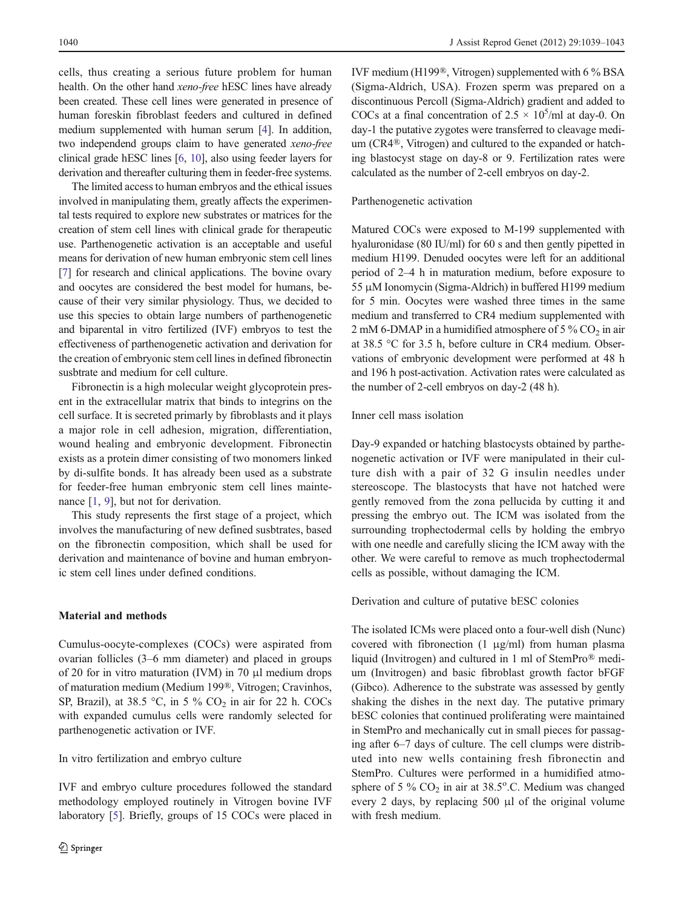cells, thus creating a serious future problem for human health. On the other hand *xeno-free* hESC lines have already been created. These cell lines were generated in presence of human foreskin fibroblast feeders and cultured in defined medium supplemented with human serum [4]. In addition, two independend groups claim to have generated *xeno-free* clinical grade hESC lines [6, 10], also using feeder layers for derivation and thereafter culturing them in feeder-free systems.

The limited access to human embryos and the ethical issues involved in manipulating them, greatly affects the experimental tests required to explore new substrates or matrices for the creation of stem cell lines with clinical grade for therapeutic use. Parthenogenetic activation is an acceptable and useful means for derivation of new human embryonic stem cell lines [7] for research and clinical applications. The bovine ovary and oocytes are considered the best model for humans, because of their very similar physiology. Thus, we decided to use this species to obtain large numbers of parthenogenetic and biparental in vitro fertilized (IVF) embryos to test the effectiveness of parthenogenetic activation and derivation for the creation of embryonic stem cell lines in defined fibronectin susbtrate and medium for cell culture.

Fibronectin is a high molecular weight glycoprotein present in the extracellular matrix that binds to integrins on the cell surface. It is secreted primarly by fibroblasts and it plays a major role in cell adhesion, migration, differentiation, wound healing and embryonic development. Fibronectin exists as a protein dimer consisting of two monomers linked by di-sulfite bonds. It has already been used as a substrate for feeder-free human embryonic stem cell lines maintenance [1, 9], but not for derivation.

This study represents the first stage of a project, which involves the manufacturing of new defined susbtrates, based on the fibronectin composition, which shall be used for derivation and maintenance of bovine and human embryonic stem cell lines under defined conditions.

## Material and methods

Cumulus-oocyte-complexes (COCs) were aspirated from ovarian follicles (3–6 mm diameter) and placed in groups of 20 for in vitro maturation (IVM) in 70 μl medium drops of maturation medium (Medium 199®, Vitrogen; Cravinhos, SP, Brazil), at 38.5 °C, in 5 % $CO_2$ in air for 22 h. COCs with expanded cumulus cells were randomly selected for parthenogenetic activation or IVF.

### In vitro fertilization and embryo culture

IVF and embryo culture procedures followed the standard methodology employed routinely in Vitrogen bovine IVF laboratory [5]. Briefly, groups of 15 COCs were placed in IVF medium (H199®, Vitrogen) supplemented with 6 % BSA (Sigma-Aldrich, USA). Frozen sperm was prepared on a discontinuous Percoll (Sigma-Aldrich) gradient and added to COCs at a final concentration of $2.5 \times 10^5$/ml at day-0. On day-1 the putative zygotes were transferred to cleavage medium (CR4®, Vitrogen) and cultured to the expanded or hatching blastocyst stage on day-8 or 9. Fertilization rates were calculated as the number of 2-cell embryos on day-2.

### Parthenogenetic activation

Matured COCs were exposed to M-199 supplemented with hyaluronidase (80 IU/ml) for 60 s and then gently pipetted in medium H199. Denuded oocytes were left for an additional period of 2–4 h in maturation medium, before exposure to 55 μM Ionomycin (Sigma-Aldrich) in buffered H199 medium for 5 min. Oocytes were washed three times in the same medium and transferred to CR4 medium supplemented with 2 mM 6-DMAP in a humidified atmosphere of 5 % $CO_2$ in air at 38.5 °C for 3.5 h, before culture in CR4 medium. Observations of embryonic development were performed at 48 h and 196 h post-activation. Activation rates were calculated as the number of 2-cell embryos on day-2 (48 h).

### Inner cell mass isolation

Day-9 expanded or hatching blastocysts obtained by parthenogenetic activation or IVF were manipulated in their culture dish with a pair of 32 G insulin needles under stereoscope. The blastocysts that have not hatched were gently removed from the zona pellucida by cutting it and pressing the embryo out. The ICM was isolated from the surrounding trophectodermal cells by holding the embryo with one needle and carefully slicing the ICM away with the other. We were careful to remove as much trophectodermal cells as possible, without damaging the ICM.

### Derivation and culture of putative bESC colonies

The isolated ICMs were placed onto a four-well dish (Nunc) covered with fibronection (1 μg/ml) from human plasma liquid (Invitrogen) and cultured in 1 ml of StemPro® medium (Invitrogen) and basic fibroblast growth factor bFGF (Gibco). Adherence to the substrate was assessed by gently shaking the dishes in the next day. The putative primary bESC colonies that continued proliferating were maintained in StemPro and mechanically cut in small pieces for passaging after 6–7 days of culture. The cell clumps were distributed into new wells containing fresh fibronectin and StemPro. Cultures were performed in a humidified atmosphere of 5 % $CO_2$ in air at 38.5°.C. Medium was changed every 2 days, by replacing 500 μl of the original volume with fresh medium.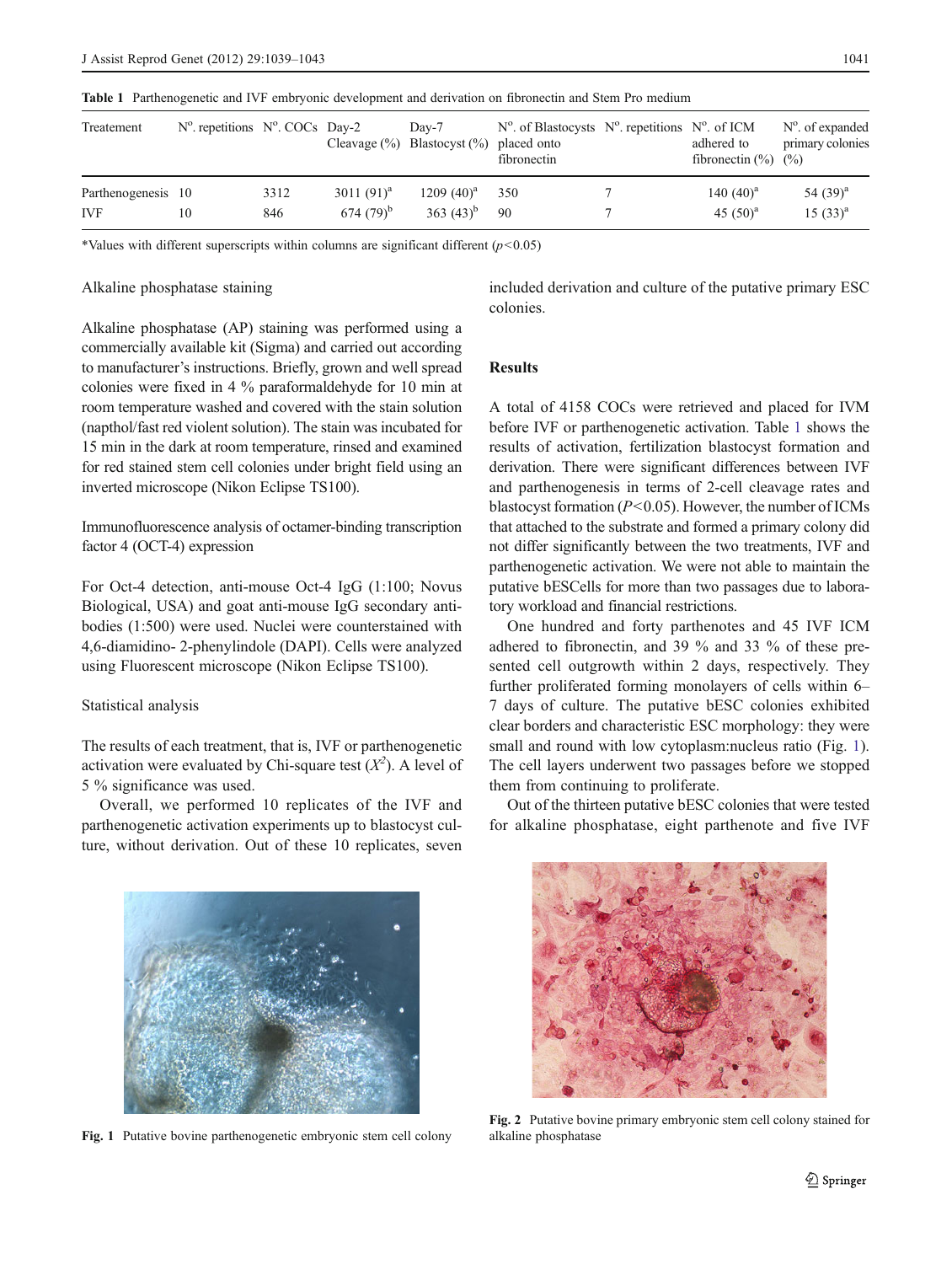**Table 1** Parthenogenetic and IVF embryonic development and derivation on fibronectin and Stem Pro medium

| Treatement | N°. repetitions | N°. COCs | Day-2 Cleavage (%) | Day-7 Blastocyst (%) | N°. of Blastocysts placed onto fibronectin | N°. repetitions | N°. of ICM adhered to fibronectin (%) | N°. of expanded primary colonies (%) |
|---|---|---|---|---|---|---|---|---|
| Parthenogenesis | 10 | 3312 | 3011 (91)[a] | 1209 (40)[a] | 350 | 7 | 140 (40)[a] | 54 (39)[a] |
| IVF | 10 | 846 | 674 (79)[b] | 363 (43)[b] | 90 | 7 | 45 (50)[a] | 15 (33)[a] |

*Values with different superscripts within columns are significant different ($p<0.05$)

### Alkaline phosphatase staining

Alkaline phosphatase (AP) staining was performed using a commercially available kit (Sigma) and carried out according to manufacturer's instructions. Briefly, grown and well spread colonies were fixed in 4 % paraformaldehyde for 10 min at room temperature washed and covered with the stain solution (napthol/fast red violent solution). The stain was incubated for 15 min in the dark at room temperature, rinsed and examined for red stained stem cell colonies under bright field using an inverted microscope (Nikon Eclipse TS100).

### Immunofluorescence analysis of octamer-binding transcription factor 4 (OCT-4) expression

For Oct-4 detection, anti-mouse Oct-4 IgG (1:100; Novus Biological, USA) and goat anti-mouse IgG secondary antibodies (1:500) were used. Nuclei were counterstained with 4,6-diamidino- 2-phenylindole (DAPI). Cells were analyzed using Fluorescent microscope (Nikon Eclipse TS100).

### Statistical analysis

The results of each treatment, that is, IVF or parthenogenetic activation were evaluated by Chi-square test ($X^2$). A level of 5 % significance was used.

Overall, we performed 10 replicates of the IVF and parthenogenetic activation experiments up to blastocyst culture, without derivation. Out of these 10 replicates, seven included derivation and culture of the putative primary ESC colonies.

## Results

A total of 4158 COCs were retrieved and placed for IVM before IVF or parthenogenetic activation. Table 1 shows the results of activation, fertilization blastocyst formation and derivation. There were significant differences between IVF and parthenogenesis in terms of 2-cell cleavage rates and blastocyst formation ($P<0.05$). However, the number of ICMs that attached to the substrate and formed a primary colony did not differ significantly between the two treatments, IVF and parthenogenetic activation. We were not able to maintain the putative bESCells for more than two passages due to laboratory workload and financial restrictions.

One hundred and forty parthenotes and 45 IVF ICM adhered to fibronectin, and 39 % and 33 % of these presented cell outgrowth within 2 days, respectively. They further proliferated forming monolayers of cells within 6–7 days of culture. The putative bESC colonies exhibited clear borders and characteristic ESC morphology: they were small and round with low cytoplasm:nucleus ratio (Fig. 1). The cell layers underwent two passages before we stopped them from continuing to proliferate.

Out of the thirteen putative bESC colonies that were tested for alkaline phosphatase, eight parthenote and five IVF

**Fig. 1** Putative bovine parthenogenetic embryonic stem cell colony

**Fig. 2** Putative bovine primary embryonic stem cell colony stained for alkaline phosphatase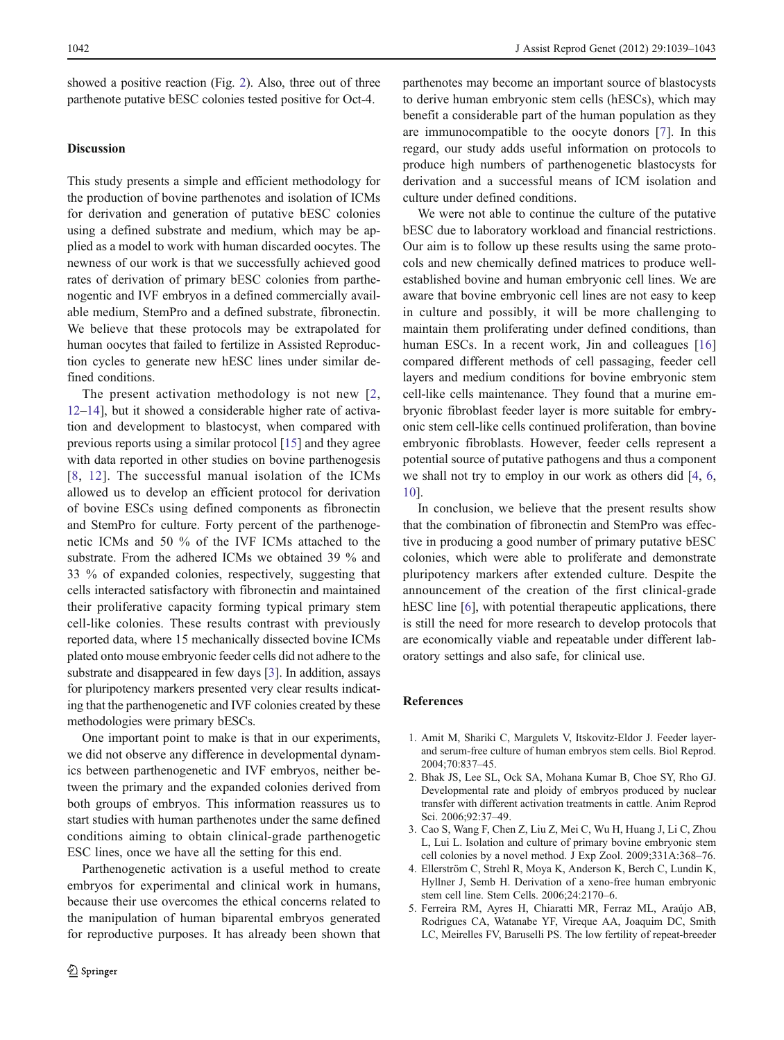showed a positive reaction (Fig. 2). Also, three out of three parthenote putative bESC colonies tested positive for Oct-4.

## Discussion

This study presents a simple and efficient methodology for the production of bovine parthenotes and isolation of ICMs for derivation and generation of putative bESC colonies using a defined substrate and medium, which may be applied as a model to work with human discarded oocytes. The newness of our work is that we successfully achieved good rates of derivation of primary bESC colonies from parthenogenetic and IVF embryos in a defined commercially available medium, StemPro and a defined substrate, fibronectin. We believe that these protocols may be extrapolated for human oocytes that failed to fertilize in Assisted Reproduction cycles to generate new hESC lines under similar defined conditions.

The present activation methodology is not new [2, 12–14], but it showed a considerable higher rate of activation and development to blastocyst, when compared with previous reports using a similar protocol [15] and they agree with data reported in other studies on bovine parthenogesis [8, 12]. The successful manual isolation of the ICMs allowed us to develop an efficient protocol for derivation of bovine ESCs using defined components as fibronectin and StemPro for culture. Forty percent of the parthenogenetic ICMs and 50 % of the IVF ICMs attached to the substrate. From the adhered ICMs we obtained 39 % and 33 % of expanded colonies, respectively, suggesting that cells interacted satisfactory with fibronectin and maintained their proliferative capacity forming typical primary stem cell-like colonies. These results contrast with previously reported data, where 15 mechanically dissected bovine ICMs plated onto mouse embryonic feeder cells did not adhere to the substrate and disappeared in few days [3]. In addition, assays for pluripotency markers presented very clear results indicating that the parthenogenetic and IVF colonies created by these methodologies were primary bESCs.

One important point to make is that in our experiments, we did not observe any difference in developmental dynamics between parthenogenetic and IVF embryos, neither between the primary and the expanded colonies derived from both groups of embryos. This information reassures us to start studies with human parthenotes under the same defined conditions aiming to obtain clinical-grade parthenogetic ESC lines, once we have all the setting for this end.

Parthenogenetic activation is a useful method to create embryos for experimental and clinical work in humans, because their use overcomes the ethical concerns related to the manipulation of human biparental embryos generated for reproductive purposes. It has already been shown that parthenotes may become an important source of blastocysts to derive human embryonic stem cells (hESCs), which may benefit a considerable part of the human population as they are immunocompatible to the oocyte donors [7]. In this regard, our study adds useful information on protocols to produce high numbers of parthenogenetic blastocysts for derivation and a successful means of ICM isolation and culture under defined conditions.

We were not able to continue the culture of the putative bESC due to laboratory workload and financial restrictions. Our aim is to follow up these results using the same protocols and new chemically defined matrices to produce well-established bovine and human embryonic cell lines. We are aware that bovine embryonic cell lines are not easy to keep in culture and possibly, it will be more challenging to maintain them proliferating under defined conditions, than human ESCs. In a recent work, Jin and colleagues [16] compared different methods of cell passaging, feeder cell layers and medium conditions for bovine embryonic stem cell-like cells maintenance. They found that a murine embryonic fibroblast feeder layer is more suitable for embryonic stem cell-like cells continued proliferation, than bovine embryonic fibroblasts. However, feeder cells represent a potential source of putative pathogens and thus a component we shall not try to employ in our work as others did [4, 6, 10].

In conclusion, we believe that the present results show that the combination of fibronectin and StemPro was effective in producing a good number of primary putative bESC colonies, which were able to proliferate and demonstrate pluripotency markers after extended culture. Despite the announcement of the creation of the first clinical-grade hESC line [6], with potential therapeutic applications, there is still the need for more research to develop protocols that are economically viable and repeatable under different laboratory settings and also safe, for clinical use.

## References

1. Amit M, Shariki C, Margulets V, Itskovitz-Eldor J. Feeder layer- and serum-free culture of human embryos stem cells. Biol Reprod. 2004;70:837–45.
2. Bhak JS, Lee SL, Ock SA, Mohana Kumar B, Choe SY, Rho GJ. Developmental rate and ploidy of embryos produced by nuclear transfer with different activation treatments in cattle. Anim Reprod Sci. 2006;92:37–49.
3. Cao S, Wang F, Chen Z, Liu Z, Mei C, Wu H, Huang J, Li C, Zhou L, Lui L. Isolation and culture of primary bovine embryonic stem cell colonies by a novel method. J Exp Zool. 2009;331A:368–76.
4. Ellerström C, Strehl R, Moya K, Anderson K, Berch C, Lundin K, Hyllner J, Semb H. Derivation of a xeno-free human embryonic stem cell line. Stem Cells. 2006;24:2170–6.
5. Ferreira RM, Ayres H, Chiaratti MR, Ferraz ML, Araújo AB, Rodrigues CA, Watanabe YF, Vireque AA, Joaquim DC, Smith LC, Meirelles FV, Baruselli PS. The low fertility of repeat-breeder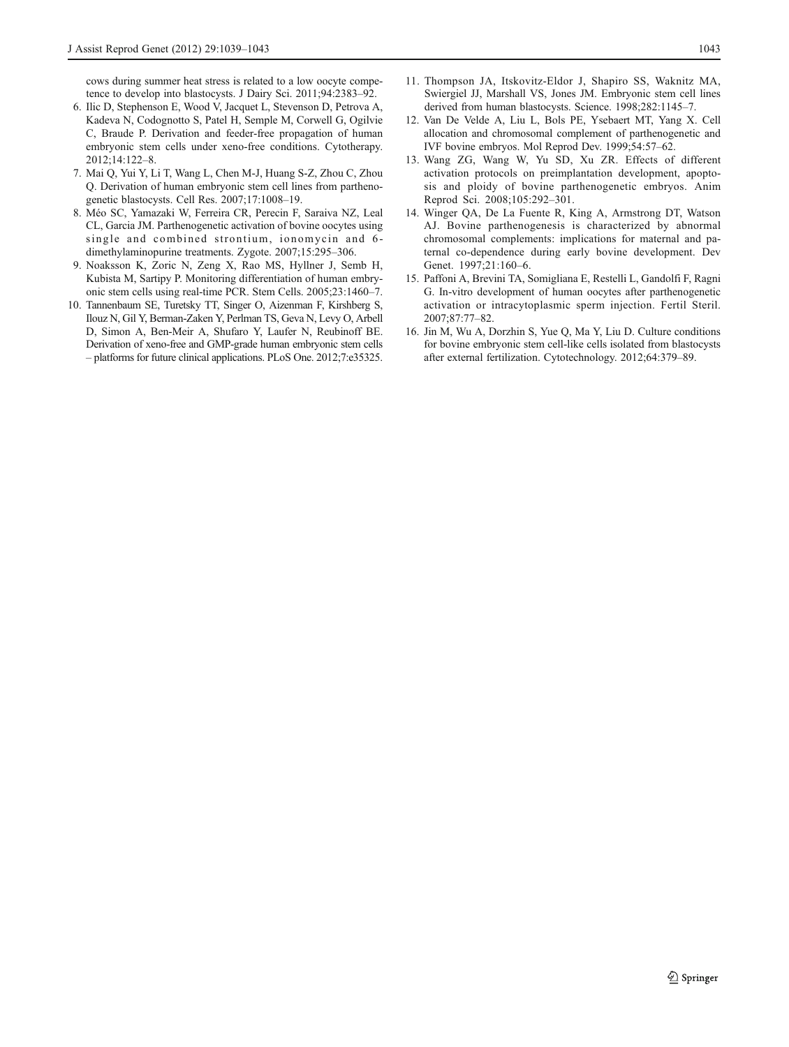cows during summer heat stress is related to a low oocyte competence to develop into blastocysts. J Dairy Sci. 2011;94:2383–92.

6. Ilic D, Stephenson E, Wood V, Jacquet L, Stevenson D, Petrova A, Kadeva N, Codognotto S, Patel H, Semple M, Corwell G, Ogilvie C, Braude P. Derivation and feeder-free propagation of human embryonic stem cells under xeno-free conditions. Cytotherapy. 2012;14:122–8.
7. Mai Q, Yui Y, Li T, Wang L, Chen M-J, Huang S-Z, Zhou C, Zhou Q. Derivation of human embryonic stem cell lines from parthenogenetic blastocysts. Cell Res. 2007;17:1008–19.
8. Méo SC, Yamazaki W, Ferreira CR, Perecin F, Saraiva NZ, Leal CL, Garcia JM. Parthenogenetic activation of bovine oocytes using single and combined strontium, ionomycin and 6-dimethylaminopurine treatments. Zygote. 2007;15:295–306.
9. Noaksson K, Zoric N, Zeng X, Rao MS, Hyllner J, Semb H, Kubista M, Sartipy P. Monitoring differentiation of human embryonic stem cells using real-time PCR. Stem Cells. 2005;23:1460–7.
10. Tannenbaum SE, Turetsky TT, Singer O, Aizenman F, Kirshberg S, Ilouz N, Gil Y, Berman-Zaken Y, Perlman TS, Geva N, Levy O, Arbell D, Simon A, Ben-Meir A, Shufaro Y, Laufer N, Reubinoff BE. Derivation of xeno-free and GMP-grade human embryonic stem cells – platforms for future clinical applications. PLoS One. 2012;7:e35325.
11. Thompson JA, Itskovitz-Eldor J, Shapiro SS, Waknitz MA, Swiergiel JJ, Marshall VS, Jones JM. Embryonic stem cell lines derived from human blastocysts. Science. 1998;282:1145–7.
12. Van De Velde A, Liu L, Bols PE, Ysebaert MT, Yang X. Cell allocation and chromosomal complement of parthenogenetic and IVF bovine embryos. Mol Reprod Dev. 1999;54:57–62.
13. Wang ZG, Wang W, Yu SD, Xu ZR. Effects of different activation protocols on preimplantation development, apoptosis and ploidy of bovine parthenogenetic embryos. Anim Reprod Sci. 2008;105:292–301.
14. Winger QA, De La Fuente R, King A, Armstrong DT, Watson AJ. Bovine parthenogenesis is characterized by abnormal chromosomal complements: implications for maternal and paternal co-dependence during early bovine development. Dev Genet. 1997;21:160–6.
15. Paffoni A, Brevini TA, Somigliana E, Restelli L, Gandolfi F, Ragni G. In-vitro development of human oocytes after parthenogenetic activation or intracytoplasmic sperm injection. Fertil Steril. 2007;87:77–82.
16. Jin M, Wu A, Dorzhin S, Yue Q, Ma Y, Liu D. Culture conditions for bovine embryonic stem cell-like cells isolated from blastocysts after external fertilization. Cytotechnology. 2012;64:379–89.